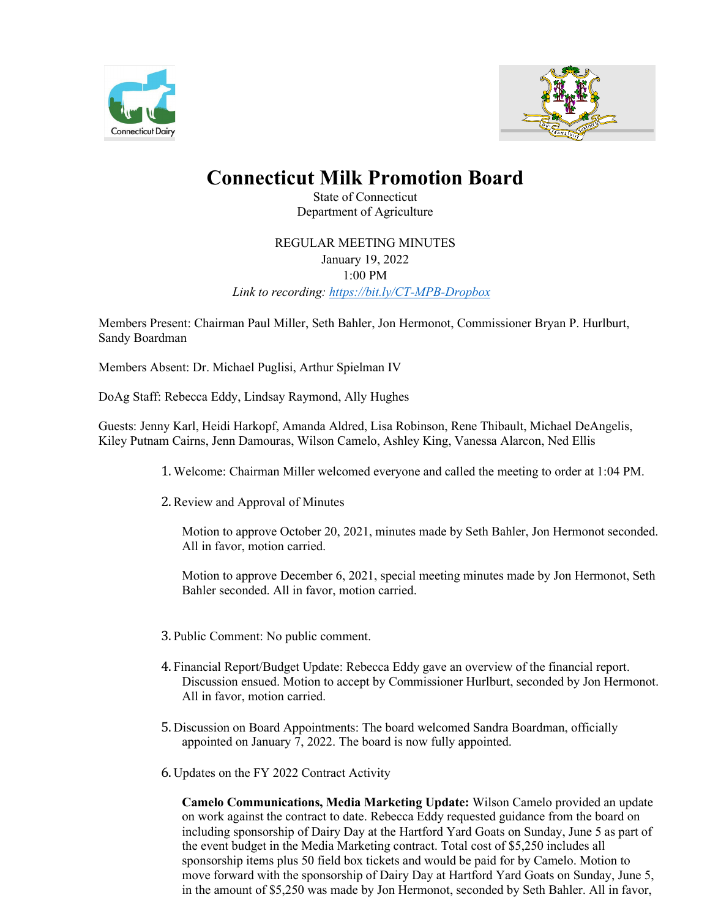# Connecticut Milk Promotion Board

State of Connecticut
Department of Agriculture

REGULAR MEETING MINUTES
January 19, 2022
1:00 PM
*Link to recording: https://bit.ly/CT-MPB-Dropbox*

Members Present: Chairman Paul Miller, Seth Bahler, Jon Hermonot, Commissioner Bryan P. Hurlburt, Sandy Boardman

Members Absent: Dr. Michael Puglisi, Arthur Spielman IV

DoAg Staff: Rebecca Eddy, Lindsay Raymond, Ally Hughes

Guests: Jenny Karl, Heidi Harkopf, Amanda Aldred, Lisa Robinson, Rene Thibault, Michael DeAngelis, Kiley Putnam Cairns, Jenn Damouras, Wilson Camelo, Ashley King, Vanessa Alarcon, Ned Ellis

1. Welcome: Chairman Miller welcomed everyone and called the meeting to order at 1:04 PM.

2. Review and Approval of Minutes

   Motion to approve October 20, 2021, minutes made by Seth Bahler, Jon Hermonot seconded. All in favor, motion carried.

   Motion to approve December 6, 2021, special meeting minutes made by Jon Hermonot, Seth Bahler seconded. All in favor, motion carried.

3. Public Comment: No public comment.

4. Financial Report/Budget Update: Rebecca Eddy gave an overview of the financial report. Discussion ensued. Motion to accept by Commissioner Hurlburt, seconded by Jon Hermonot. All in favor, motion carried.

5. Discussion on Board Appointments: The board welcomed Sandra Boardman, officially appointed on January 7, 2022. The board is now fully appointed.

6. Updates on the FY 2022 Contract Activity

   **Camelo Communications, Media Marketing Update:** Wilson Camelo provided an update on work against the contract to date. Rebecca Eddy requested guidance from the board on including sponsorship of Dairy Day at the Hartford Yard Goats on Sunday, June 5 as part of the event budget in the Media Marketing contract. Total cost of $5,250 includes all sponsorship items plus 50 field box tickets and would be paid for by Camelo. Motion to move forward with the sponsorship of Dairy Day at Hartford Yard Goats on Sunday, June 5, in the amount of $5,250 was made by Jon Hermonot, seconded by Seth Bahler. All in favor,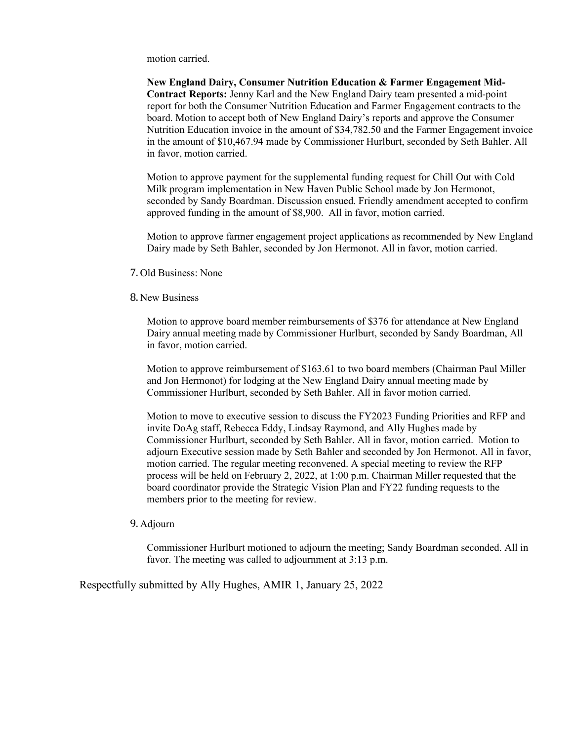motion carried.

**New England Dairy, Consumer Nutrition Education & Farmer Engagement Mid-Contract Reports:** Jenny Karl and the New England Dairy team presented a mid-point report for both the Consumer Nutrition Education and Farmer Engagement contracts to the board. Motion to accept both of New England Dairy's reports and approve the Consumer Nutrition Education invoice in the amount of $34,782.50 and the Farmer Engagement invoice in the amount of $10,467.94 made by Commissioner Hurlburt, seconded by Seth Bahler. All in favor, motion carried.

Motion to approve payment for the supplemental funding request for Chill Out with Cold Milk program implementation in New Haven Public School made by Jon Hermonot, seconded by Sandy Boardman. Discussion ensued. Friendly amendment accepted to confirm approved funding in the amount of $8,900. All in favor, motion carried.

Motion to approve farmer engagement project applications as recommended by New England Dairy made by Seth Bahler, seconded by Jon Hermonot. All in favor, motion carried.

7. Old Business: None

8. New Business

Motion to approve board member reimbursements of $376 for attendance at New England Dairy annual meeting made by Commissioner Hurlburt, seconded by Sandy Boardman, All in favor, motion carried.

Motion to approve reimbursement of $163.61 to two board members (Chairman Paul Miller and Jon Hermonot) for lodging at the New England Dairy annual meeting made by Commissioner Hurlburt, seconded by Seth Bahler. All in favor motion carried.

Motion to move to executive session to discuss the FY2023 Funding Priorities and RFP and invite DoAg staff, Rebecca Eddy, Lindsay Raymond, and Ally Hughes made by Commissioner Hurlburt, seconded by Seth Bahler. All in favor, motion carried. Motion to adjourn Executive session made by Seth Bahler and seconded by Jon Hermonot. All in favor, motion carried. The regular meeting reconvened. A special meeting to review the RFP process will be held on February 2, 2022, at 1:00 p.m. Chairman Miller requested that the board coordinator provide the Strategic Vision Plan and FY22 funding requests to the members prior to the meeting for review.

9. Adjourn

Commissioner Hurlburt motioned to adjourn the meeting; Sandy Boardman seconded. All in favor. The meeting was called to adjournment at 3:13 p.m.

Respectfully submitted by Ally Hughes, AMIR 1, January 25, 2022